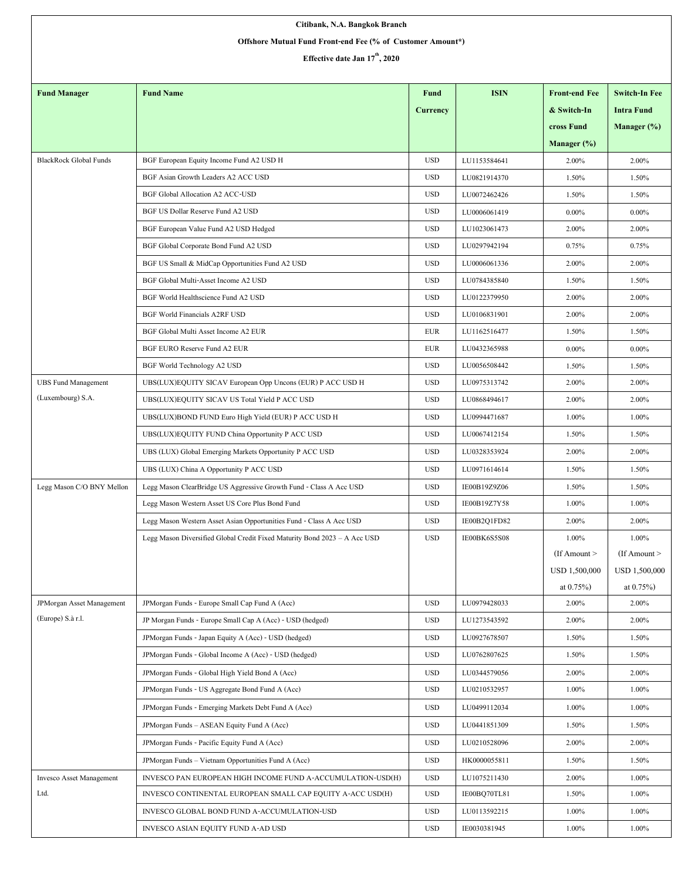**Citibank, N.A. Bangkok Branch**

**Offshore Mutual Fund Front-end Fee (% of Customer Amount*)**

**Effective date Jan 17th, 2020**

| Fund Manager | Fund Name | Fund Currency | ISIN | Front-end Fee & Switch-In cross Fund Manager (%) | Switch-In Fee Intra Fund Manager (%) |
|---|---|---|---|---|---|
| BlackRock Global Funds | BGF European Equity Income Fund A2 USD H | USD | LU1153584641 | 2.00% | 2.00% |
| | BGF Asian Growth Leaders A2 ACC USD | USD | LU0821914370 | 1.50% | 1.50% |
| | BGF Global Allocation A2 ACC-USD | USD | LU0072462426 | 1.50% | 1.50% |
| | BGF US Dollar Reserve Fund A2 USD | USD | LU0006061419 | 0.00% | 0.00% |
| | BGF European Value Fund A2 USD Hedged | USD | LU1023061473 | 2.00% | 2.00% |
| | BGF Global Corporate Bond Fund A2 USD | USD | LU0297942194 | 0.75% | 0.75% |
| | BGF US Small & MidCap Opportunities Fund A2 USD | USD | LU0006061336 | 2.00% | 2.00% |
| | BGF Global Multi-Asset Income A2 USD | USD | LU0784385840 | 1.50% | 1.50% |
| | BGF World Healthscience Fund A2 USD | USD | LU0122379950 | 2.00% | 2.00% |
| | BGF World Financials A2RF USD | USD | LU0106831901 | 2.00% | 2.00% |
| | BGF Global Multi Asset Income A2 EUR | EUR | LU1162516477 | 1.50% | 1.50% |
| | BGF EURO Reserve Fund A2 EUR | EUR | LU0432365988 | 0.00% | 0.00% |
| | BGF World Technology A2 USD | USD | LU0056508442 | 1.50% | 1.50% |
| UBS Fund Management (Luxembourg) S.A. | UBS(LUX)EQUITY SICAV European Opp Uncons (EUR) P ACC USD H | USD | LU0975313742 | 2.00% | 2.00% |
| | UBS(LUX)EQUITY SICAV US Total Yield P ACC USD | USD | LU0868494617 | 2.00% | 2.00% |
| | UBS(LUX)BOND FUND Euro High Yield (EUR) P ACC USD H | USD | LU0994471687 | 1.00% | 1.00% |
| | UBS(LUX)EQUITY FUND China Opportunity P ACC USD | USD | LU0067412154 | 1.50% | 1.50% |
| | UBS (LUX) Global Emerging Markets Opportunity P ACC USD | USD | LU0328353924 | 2.00% | 2.00% |
| | UBS (LUX) China A Opportunity P ACC USD | USD | LU0971614614 | 1.50% | 1.50% |
| Legg Mason C/O BNY Mellon | Legg Mason ClearBridge US Aggressive Growth Fund - Class A Acc USD | USD | IE00B19Z9Z06 | 1.50% | 1.50% |
| | Legg Mason Western Asset US Core Plus Bond Fund | USD | IE00B19Z7Y58 | 1.00% | 1.00% |
| | Legg Mason Western Asset Asian Opportunities Fund - Class A Acc USD | USD | IE00B2Q1FD82 | 2.00% | 2.00% |
| | Legg Mason Diversified Global Credit Fixed Maturity Bond 2023 – A Acc USD | USD | IE00BK6S5S08 | 1.00% (If Amount > USD 1,500,000 at 0.75%) | 1.00% (If Amount > USD 1,500,000 at 0.75%) |
| JPMorgan Asset Management (Europe) S.à r.l. | JPMorgan Funds - Europe Small Cap Fund A (Acc) | USD | LU0979428033 | 2.00% | 2.00% |
| | JP Morgan Funds - Europe Small Cap A (Acc) - USD (hedged) | USD | LU1273543592 | 2.00% | 2.00% |
| | JPMorgan Funds - Japan Equity A (Acc) - USD (hedged) | USD | LU0927678507 | 1.50% | 1.50% |
| | JPMorgan Funds - Global Income A (Acc) - USD (hedged) | USD | LU0762807625 | 1.50% | 1.50% |
| | JPMorgan Funds - Global High Yield Bond A (Acc) | USD | LU0344579056 | 2.00% | 2.00% |
| | JPMorgan Funds - US Aggregate Bond Fund A (Acc) | USD | LU0210532957 | 1.00% | 1.00% |
| | JPMorgan Funds - Emerging Markets Debt Fund A (Acc) | USD | LU0499112034 | 1.00% | 1.00% |
| | JPMorgan Funds – ASEAN Equity Fund A (Acc) | USD | LU0441851309 | 1.50% | 1.50% |
| | JPMorgan Funds - Pacific Equity Fund A (Acc) | USD | LU0210528096 | 2.00% | 2.00% |
| | JPMorgan Funds – Vietnam Opportunities Fund A (Acc) | USD | HK0000055811 | 1.50% | 1.50% |
| Invesco Asset Management Ltd. | INVESCO PAN EUROPEAN HIGH INCOME FUND A-ACCUMULATION-USD(H) | USD | LU1075211430 | 2.00% | 1.00% |
| | INVESCO CONTINENTAL EUROPEAN SMALL CAP EQUITY A-ACC USD(H) | USD | IE00BQ70TL81 | 1.50% | 1.00% |
| | INVESCO GLOBAL BOND FUND A-ACCUMULATION-USD | USD | LU0113592215 | 1.00% | 1.00% |
| | INVESCO ASIAN EQUITY FUND A-AD USD | USD | IE0030381945 | 1.00% | 1.00% |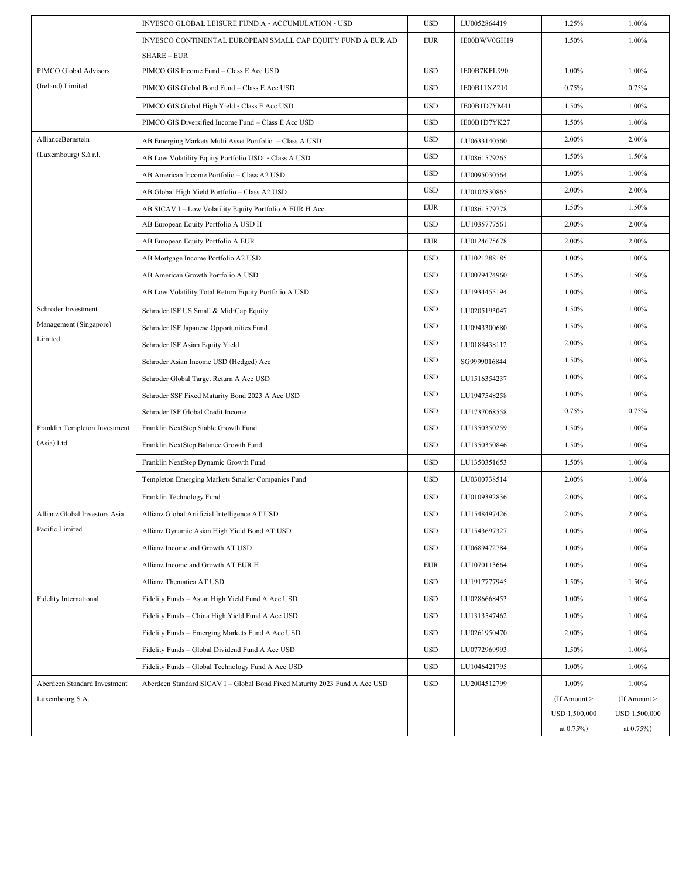| | | | | | |
|---|---|---|---|---|---|
| | INVESCO GLOBAL LEISURE FUND A - ACCUMULATION - USD | USD | LU0052864419 | 1.25% | 1.00% |
| | INVESCO CONTINENTAL EUROPEAN SMALL CAP EQUITY FUND A EUR AD SHARE – EUR | EUR | IE00BWV0GH19 | 1.50% | 1.00% |
| PIMCO Global Advisors (Ireland) Limited | PIMCO GIS Income Fund – Class E Acc USD | USD | IE00B7KFL990 | 1.00% | 1.00% |
| | PIMCO GIS Global Bond Fund – Class E Acc USD | USD | IE00B11XZ210 | 0.75% | 0.75% |
| | PIMCO GIS Global High Yield - Class E Acc USD | USD | IE00B1D7YM41 | 1.50% | 1.00% |
| | PIMCO GIS Diversified Income Fund – Class E Acc USD | USD | IE00B1D7YK27 | 1.50% | 1.00% |
| AllianceBernstein (Luxembourg) S.à r.l. | AB Emerging Markets Multi Asset Portfolio – Class A USD | USD | LU0633140560 | 2.00% | 2.00% |
| | AB Low Volatility Equity Portfolio USD - Class A USD | USD | LU0861579265 | 1.50% | 1.50% |
| | AB American Income Portfolio – Class A2 USD | USD | LU0095030564 | 1.00% | 1.00% |
| | AB Global High Yield Portfolio – Class A2 USD | USD | LU0102830865 | 2.00% | 2.00% |
| | AB SICAV I – Low Volatility Equity Portfolio A EUR H Acc | EUR | LU0861579778 | 1.50% | 1.50% |
| | AB European Equity Portfolio A USD H | USD | LU1035777561 | 2.00% | 2.00% |
| | AB European Equity Portfolio A EUR | EUR | LU0124675678 | 2.00% | 2.00% |
| | AB Mortgage Income Portfolio A2 USD | USD | LU1021288185 | 1.00% | 1.00% |
| | AB American Growth Portfolio A USD | USD | LU0079474960 | 1.50% | 1.50% |
| | AB Low Volatility Total Return Equity Portfolio A USD | USD | LU1934455194 | 1.00% | 1.00% |
| Schroder Investment Management (Singapore) Limited | Schroder ISF US Small & Mid-Cap Equity | USD | LU0205193047 | 1.50% | 1.00% |
| | Schroder ISF Japanese Opportunities Fund | USD | LU0943300680 | 1.50% | 1.00% |
| | Schroder ISF Asian Equity Yield | USD | LU0188438112 | 2.00% | 1.00% |
| | Schroder Asian Income USD (Hedged) Acc | USD | SG9999016844 | 1.50% | 1.00% |
| | Schroder Global Target Return A Acc USD | USD | LU1516354237 | 1.00% | 1.00% |
| | Schroder SSF Fixed Maturity Bond 2023 A Acc USD | USD | LU1947548258 | 1.00% | 1.00% |
| | Schroder ISF Global Credit Income | USD | LU1737068558 | 0.75% | 0.75% |
| Franklin Templeton Investment (Asia) Ltd | Franklin NextStep Stable Growth Fund | USD | LU1350350259 | 1.50% | 1.00% |
| | Franklin NextStep Balance Growth Fund | USD | LU1350350846 | 1.50% | 1.00% |
| | Franklin NextStep Dynamic Growth Fund | USD | LU1350351653 | 1.50% | 1.00% |
| | Templeton Emerging Markets Smaller Companies Fund | USD | LU0300738514 | 2.00% | 1.00% |
| | Franklin Technology Fund | USD | LU0109392836 | 2.00% | 1.00% |
| Allianz Global Investors Asia Pacific Limited | Allianz Global Artificial Intelligence AT USD | USD | LU1548497426 | 2.00% | 2.00% |
| | Allianz Dynamic Asian High Yield Bond AT USD | USD | LU1543697327 | 1.00% | 1.00% |
| | Allianz Income and Growth AT USD | USD | LU0689472784 | 1.00% | 1.00% |
| | Allianz Income and Growth AT EUR H | EUR | LU1070113664 | 1.00% | 1.00% |
| | Allianz Thematica AT USD | USD | LU1917777945 | 1.50% | 1.50% |
| Fidelity International | Fidelity Funds – Asian High Yield Fund A Acc USD | USD | LU0286668453 | 1.00% | 1.00% |
| | Fidelity Funds – China High Yield Fund A Acc USD | USD | LU1313547462 | 1.00% | 1.00% |
| | Fidelity Funds – Emerging Markets Fund A Acc USD | USD | LU0261950470 | 2.00% | 1.00% |
| | Fidelity Funds – Global Dividend Fund A Acc USD | USD | LU0772969993 | 1.50% | 1.00% |
| | Fidelity Funds – Global Technology Fund A Acc USD | USD | LU1046421795 | 1.00% | 1.00% |
| Aberdeen Standard Investment Luxembourg S.A. | Aberdeen Standard SICAV I – Global Bond Fixed Maturity 2023 Fund A Acc USD | USD | LU2004512799 | 1.00% (If Amount > USD 1,500,000 at 0.75%) | 1.00% (If Amount > USD 1,500,000 at 0.75%) |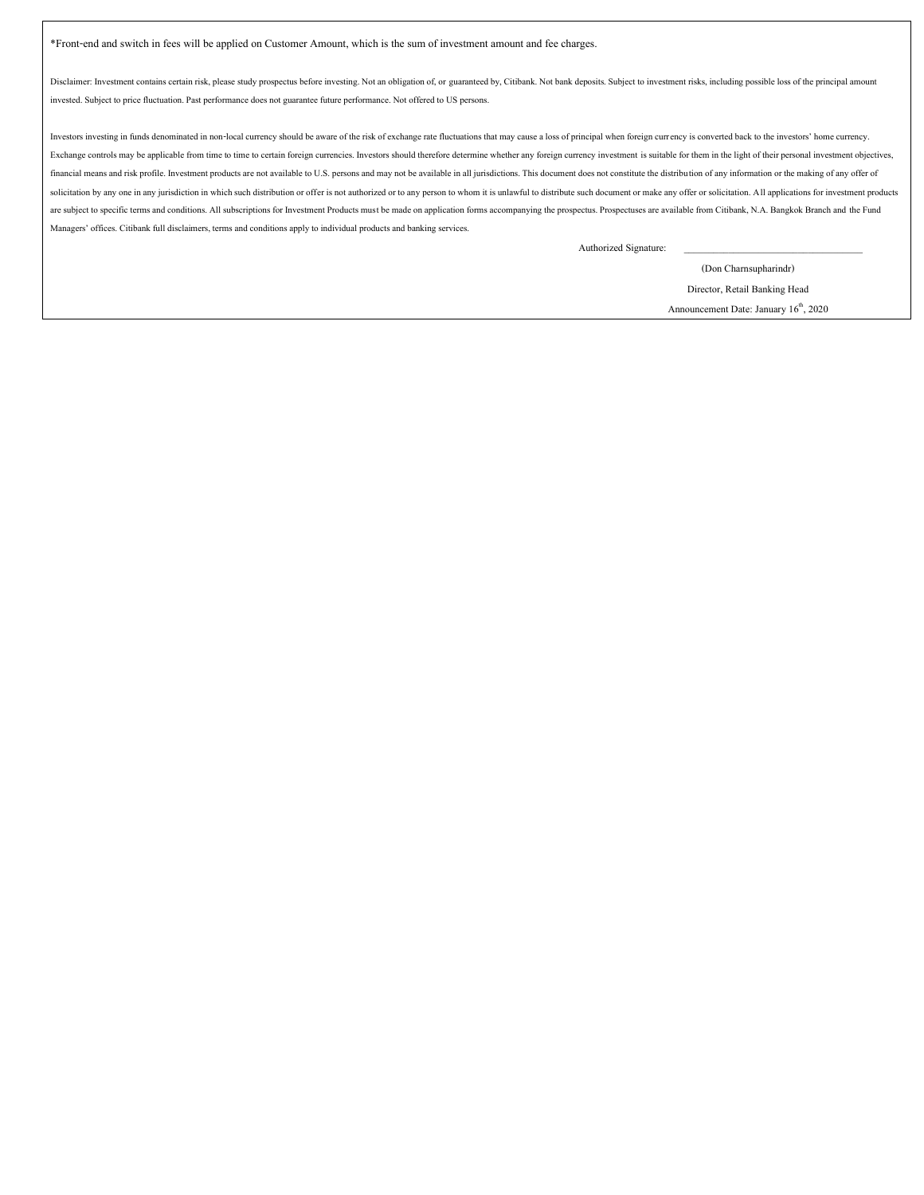*Front-end and switch in fees will be applied on Customer Amount, which is the sum of investment amount and fee charges.

Disclaimer: Investment contains certain risk, please study prospectus before investing. Not an obligation of, or guaranteed by, Citibank. Not bank deposits. Subject to investment risks, including possible loss of the principal amount invested. Subject to price fluctuation. Past performance does not guarantee future performance. Not offered to US persons.

Investors investing in funds denominated in non-local currency should be aware of the risk of exchange rate fluctuations that may cause a loss of principal when foreign currency is converted back to the investors' home currency. Exchange controls may be applicable from time to time to certain foreign currencies. Investors should therefore determine whether any foreign currency investment is suitable for them in the light of their personal investment objectives, financial means and risk profile. Investment products are not available to U.S. persons and may not be available in all jurisdictions. This document does not constitute the distribution of any information or the making of any offer of solicitation by any one in any jurisdiction in which such distribution or offer is not authorized or to any person to whom it is unlawful to distribute such document or make any offer or solicitation. All applications for investment products are subject to specific terms and conditions. All subscriptions for Investment Products must be made on application forms accompanying the prospectus. Prospectuses are available from Citibank, N.A. Bangkok Branch and the Fund Managers' offices. Citibank full disclaimers, terms and conditions apply to individual products and banking services.

Authorized Signature: ____________________________________

(Don Charnsupharindr)

Director, Retail Banking Head

Announcement Date: January 16th, 2020